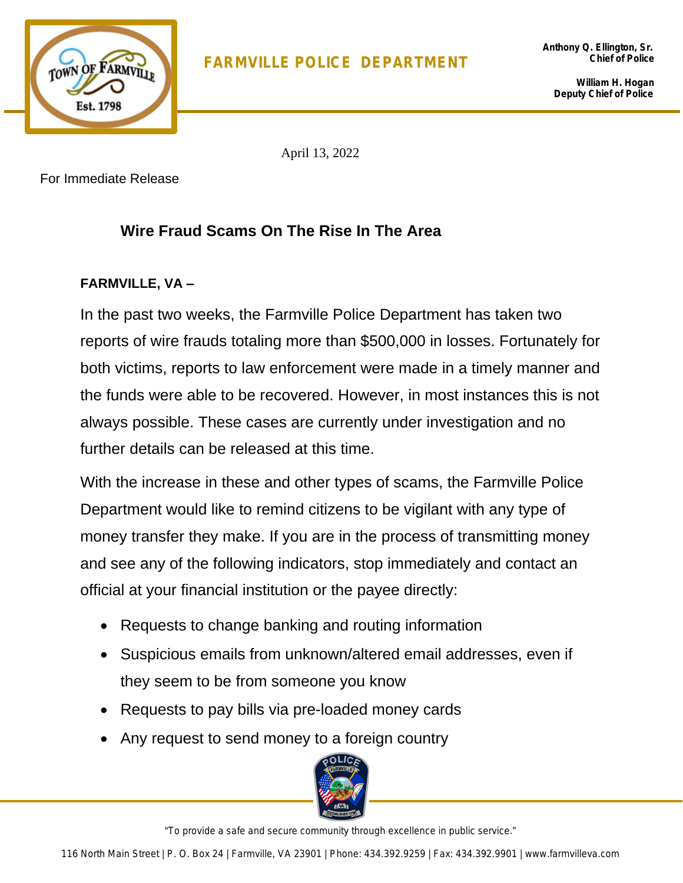FARMVILLE POLICE DEPARTMENT

**Anthony Q. Ellington, Sr.**
**Chief of Police**

**William H. Hogan**
**Deputy Chief of Police**

April 13, 2022

For Immediate Release

## Wire Fraud Scams On The Rise In The Area

**FARMVILLE, VA –**

In the past two weeks, the Farmville Police Department has taken two reports of wire frauds totaling more than $500,000 in losses. Fortunately for both victims, reports to law enforcement were made in a timely manner and the funds were able to be recovered. However, in most instances this is not always possible. These cases are currently under investigation and no further details can be released at this time.

With the increase in these and other types of scams, the Farmville Police Department would like to remind citizens to be vigilant with any type of money transfer they make. If you are in the process of transmitting money and see any of the following indicators, stop immediately and contact an official at your financial institution or the payee directly:

- Requests to change banking and routing information
- Suspicious emails from unknown/altered email addresses, even if they seem to be from someone you know
- Requests to pay bills via pre-loaded money cards
- Any request to send money to a foreign country

"To provide a safe and secure community through excellence in public service."

116 North Main Street | P. O. Box 24 | Farmville, VA 23901 | Phone: 434.392.9259 | Fax: 434.392.9901 | www.farmvilleva.com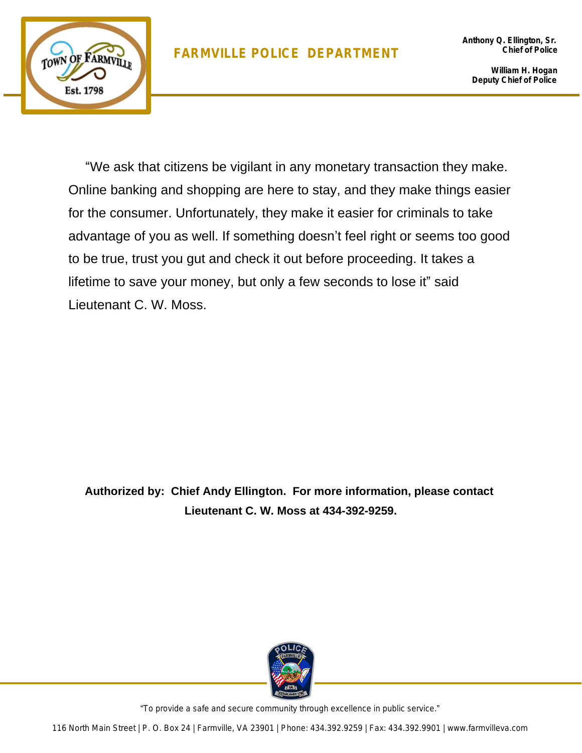“We ask that citizens be vigilant in any monetary transaction they make. Online banking and shopping are here to stay, and they make things easier for the consumer. Unfortunately, they make it easier for criminals to take advantage of you as well. If something doesn’t feel right or seems too good to be true, trust you gut and check it out before proceeding. It takes a lifetime to save your money, but only a few seconds to lose it” said Lieutenant C. W. Moss.

**Authorized by: Chief Andy Ellington. For more information, please contact Lieutenant C. W. Moss at 434-392-9259.**